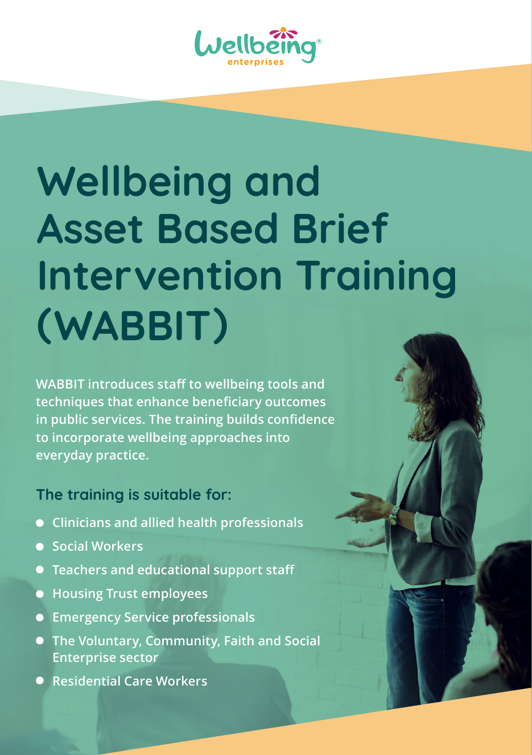Wellbeing enterprises

# Wellbeing and Asset Based Brief Intervention Training (WABBIT)

**WABBIT introduces staff to wellbeing tools and techniques that enhance beneficiary outcomes in public services. The training builds confidence to incorporate wellbeing approaches into everyday practice.**

## The training is suitable for:

- **Clinicians and allied health professionals**
- **Social Workers**
- **Teachers and educational support staff**
- **Housing Trust employees**
- **Emergency Service professionals**
- **The Voluntary, Community, Faith and Social Enterprise sector**
- **Residential Care Workers**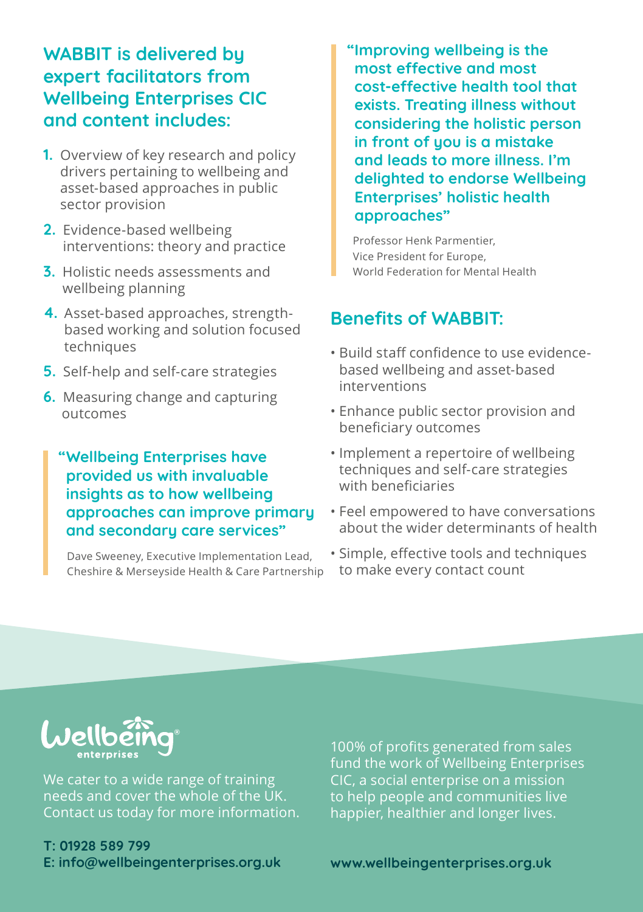## WABBIT is delivered by expert facilitators from Wellbeing Enterprises CIC and content includes:

1. Overview of key research and policy drivers pertaining to wellbeing and asset-based approaches in public sector provision
2. Evidence-based wellbeing interventions: theory and practice
3. Holistic needs assessments and wellbeing planning
4. Asset-based approaches, strength-based working and solution focused techniques
5. Self-help and self-care strategies
6. Measuring change and capturing outcomes

> **"Wellbeing Enterprises have provided us with invaluable insights as to how wellbeing approaches can improve primary and secondary care services"**
>
> Dave Sweeney, Executive Implementation Lead, Cheshire & Merseyside Health & Care Partnership

> **"Improving wellbeing is the most effective and most cost-effective health tool that exists. Treating illness without considering the holistic person in front of you is a mistake and leads to more illness. I'm delighted to endorse Wellbeing Enterprises' holistic health approaches"**
>
> Professor Henk Parmentier, Vice President for Europe, World Federation for Mental Health

## Benefits of WABBIT:

- Build staff confidence to use evidence-based wellbeing and asset-based interventions
- Enhance public sector provision and beneficiary outcomes
- Implement a repertoire of wellbeing techniques and self-care strategies with beneficiaries
- Feel empowered to have conversations about the wider determinants of health
- Simple, effective tools and techniques to make every contact count

Wellbeing enterprises

We cater to a wide range of training needs and cover the whole of the UK. Contact us today for more information.

**T: 01928 589 799**
**E: info@wellbeingenterprises.org.uk**

100% of profits generated from sales fund the work of Wellbeing Enterprises CIC, a social enterprise on a mission to help people and communities live happier, healthier and longer lives.

**www.wellbeingenterprises.org.uk**